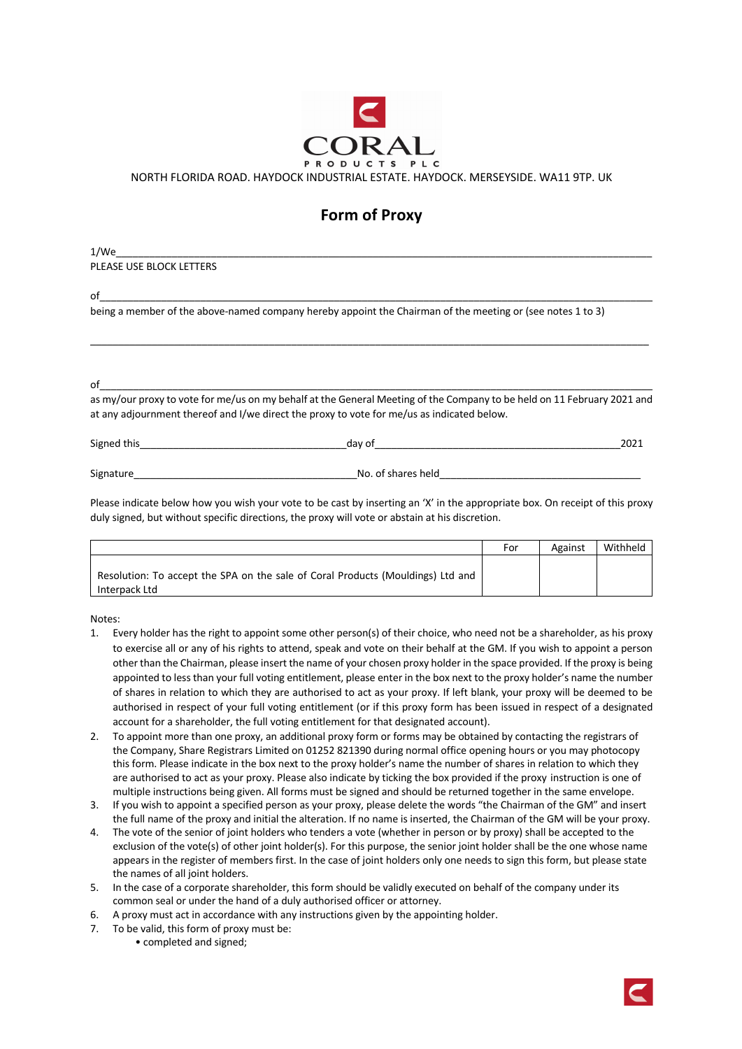CORAL

PRODUCTS PLC

NORTH FLORIDA ROAD. HAYDOCK INDUSTRIAL ESTATE. HAYDOCK. MERSEYSIDE. WA11 9TP. UK

# Form of Proxy

1/We\_\_\_\_\_\_\_\_\_\_\_\_\_\_\_\_\_\_\_\_\_\_\_\_\_\_\_\_\_\_\_\_\_\_\_\_\_\_\_\_\_\_\_\_\_\_\_\_\_\_\_\_\_\_\_\_\_\_\_\_\_\_\_\_\_\_\_\_\_\_\_\_\_\_\_\_

PLEASE USE BLOCK LETTERS

of\_\_\_\_\_\_\_\_\_\_\_\_\_\_\_\_\_\_\_\_\_\_\_\_\_\_\_\_\_\_\_\_\_\_\_\_\_\_\_\_\_\_\_\_\_\_\_\_\_\_\_\_\_\_\_\_\_\_\_\_\_\_\_\_\_\_\_\_\_\_\_\_\_\_\_\_\_\_

being a member of the above-named company hereby appoint the Chairman of the meeting or (see notes 1 to 3)

\_\_\_\_\_\_\_\_\_\_\_\_\_\_\_\_\_\_\_\_\_\_\_\_\_\_\_\_\_\_\_\_\_\_\_\_\_\_\_\_\_\_\_\_\_\_\_\_\_\_\_\_\_\_\_\_\_\_\_\_\_\_\_\_\_\_\_\_\_\_\_\_\_\_\_\_\_\_\_\_

of\_\_\_\_\_\_\_\_\_\_\_\_\_\_\_\_\_\_\_\_\_\_\_\_\_\_\_\_\_\_\_\_\_\_\_\_\_\_\_\_\_\_\_\_\_\_\_\_\_\_\_\_\_\_\_\_\_\_\_\_\_\_\_\_\_\_\_\_\_\_\_\_\_\_\_\_\_\_

as my/our proxy to vote for me/us on my behalf at the General Meeting of the Company to be held on 11 February 2021 and at any adjournment thereof and I/we direct the proxy to vote for me/us as indicated below.

Signed this\_\_\_\_\_\_\_\_\_\_\_\_\_\_\_\_\_\_\_\_\_\_\_\_\_\_\_\_\_\_day of\_\_\_\_\_\_\_\_\_\_\_\_\_\_\_\_\_\_\_\_\_\_\_\_\_\_\_\_\_\_\_\_\_\_\_2021

Signature\_\_\_\_\_\_\_\_\_\_\_\_\_\_\_\_\_\_\_\_\_\_\_\_\_\_\_\_\_\_\_\_\_No. of shares held\_\_\_\_\_\_\_\_\_\_\_\_\_\_\_\_\_\_\_\_\_\_\_\_\_\_\_\_\_\_

Please indicate below how you wish your vote to be cast by inserting an 'X' in the appropriate box. On receipt of this proxy duly signed, but without specific directions, the proxy will vote or abstain at his discretion.

| | For | Against | Withheld |
|---|---|---|---|
| Resolution: To accept the SPA on the sale of Coral Products (Mouldings) Ltd and Interpack Ltd | | | |

Notes:

1. Every holder has the right to appoint some other person(s) of their choice, who need not be a shareholder, as his proxy to exercise all or any of his rights to attend, speak and vote on their behalf at the GM. If you wish to appoint a person other than the Chairman, please insert the name of your chosen proxy holder in the space provided. If the proxy is being appointed to less than your full voting entitlement, please enter in the box next to the proxy holder's name the number of shares in relation to which they are authorised to act as your proxy. If left blank, your proxy will be deemed to be authorised in respect of your full voting entitlement (or if this proxy form has been issued in respect of a designated account for a shareholder, the full voting entitlement for that designated account).
2. To appoint more than one proxy, an additional proxy form or forms may be obtained by contacting the registrars of the Company, Share Registrars Limited on 01252 821390 during normal office opening hours or you may photocopy this form. Please indicate in the box next to the proxy holder's name the number of shares in relation to which they are authorised to act as your proxy. Please also indicate by ticking the box provided if the proxy instruction is one of multiple instructions being given. All forms must be signed and should be returned together in the same envelope.
3. If you wish to appoint a specified person as your proxy, please delete the words "the Chairman of the GM" and insert the full name of the proxy and initial the alteration. If no name is inserted, the Chairman of the GM will be your proxy.
4. The vote of the senior of joint holders who tenders a vote (whether in person or by proxy) shall be accepted to the exclusion of the vote(s) of other joint holder(s). For this purpose, the senior joint holder shall be the one whose name appears in the register of members first. In the case of joint holders only one needs to sign this form, but please state the names of all joint holders.
5. In the case of a corporate shareholder, this form should be validly executed on behalf of the company under its common seal or under the hand of a duly authorised officer or attorney.
6. A proxy must act in accordance with any instructions given by the appointing holder.
7. To be valid, this form of proxy must be:
   - completed and signed;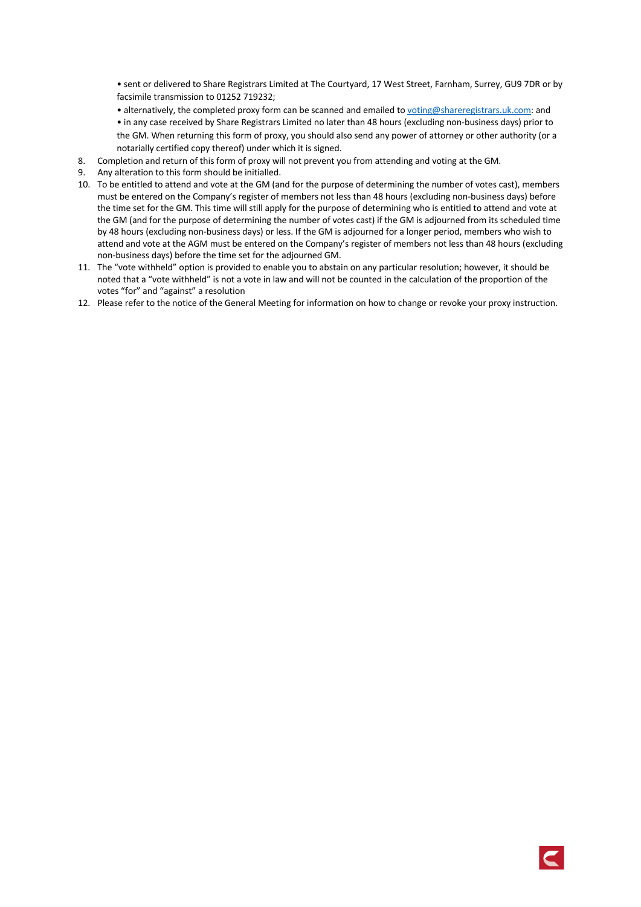- sent or delivered to Share Registrars Limited at The Courtyard, 17 West Street, Farnham, Surrey, GU9 7DR or by facsimile transmission to 01252 719232;
- alternatively, the completed proxy form can be scanned and emailed to voting@shareregistrars.uk.com: and
- in any case received by Share Registrars Limited no later than 48 hours (excluding non-business days) prior to the GM. When returning this form of proxy, you should also send any power of attorney or other authority (or a notarially certified copy thereof) under which it is signed.

8. Completion and return of this form of proxy will not prevent you from attending and voting at the GM.
9. Any alteration to this form should be initialled.
10. To be entitled to attend and vote at the GM (and for the purpose of determining the number of votes cast), members must be entered on the Company's register of members not less than 48 hours (excluding non-business days) before the time set for the GM. This time will still apply for the purpose of determining who is entitled to attend and vote at the GM (and for the purpose of determining the number of votes cast) if the GM is adjourned from its scheduled time by 48 hours (excluding non-business days) or less. If the GM is adjourned for a longer period, members who wish to attend and vote at the AGM must be entered on the Company's register of members not less than 48 hours (excluding non-business days) before the time set for the adjourned GM.
11. The "vote withheld" option is provided to enable you to abstain on any particular resolution; however, it should be noted that a "vote withheld" is not a vote in law and will not be counted in the calculation of the proportion of the votes "for" and "against" a resolution
12. Please refer to the notice of the General Meeting for information on how to change or revoke your proxy instruction.